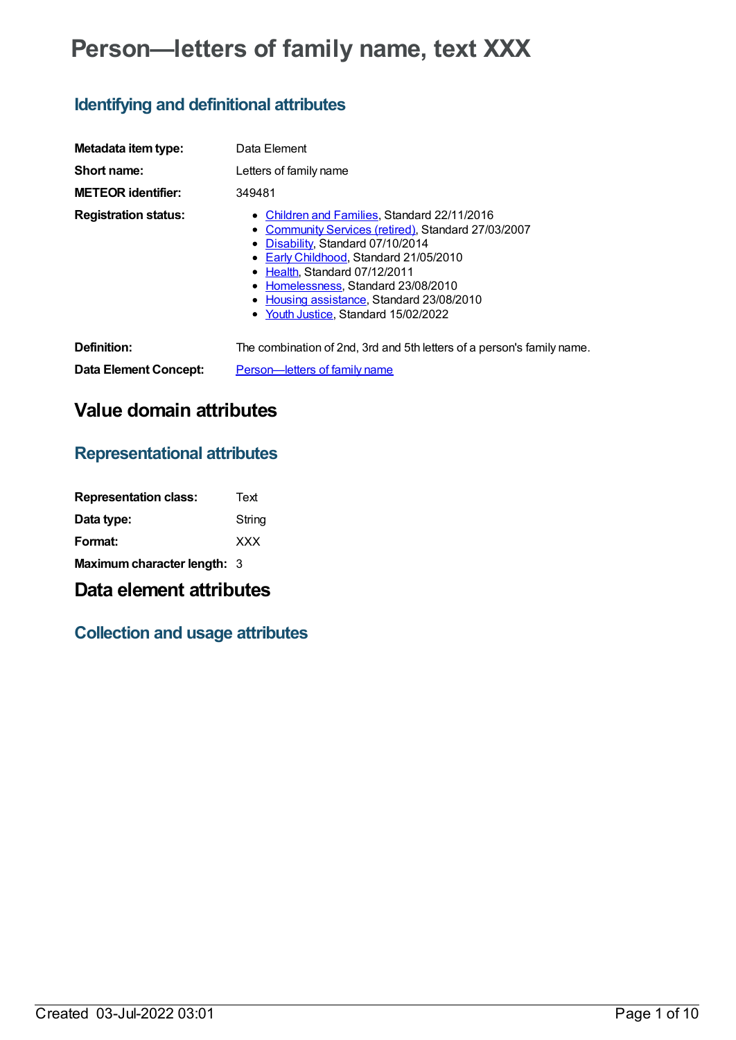# Person—letters of family name, text XXX

## Identifying and definitional attributes

**Metadata item type:** Data Element

**Short name:** Letters of family name

**METEOR identifier:** 349481

**Registration status:**

- Children and Families, Standard 22/11/2016
- Community Services (retired), Standard 27/03/2007
- Disability, Standard 07/10/2014
- Early Childhood, Standard 21/05/2010
- Health, Standard 07/12/2011
- Homelessness, Standard 23/08/2010
- Housing assistance, Standard 23/08/2010
- Youth Justice, Standard 15/02/2022

**Definition:** The combination of 2nd, 3rd and 5th letters of a person's family name.

**Data Element Concept:** Person—letters of family name

# Value domain attributes

## Representational attributes

**Representation class:** Text

**Data type:** String

**Format:** XXX

**Maximum character length:** 3

# Data element attributes

## Collection and usage attributes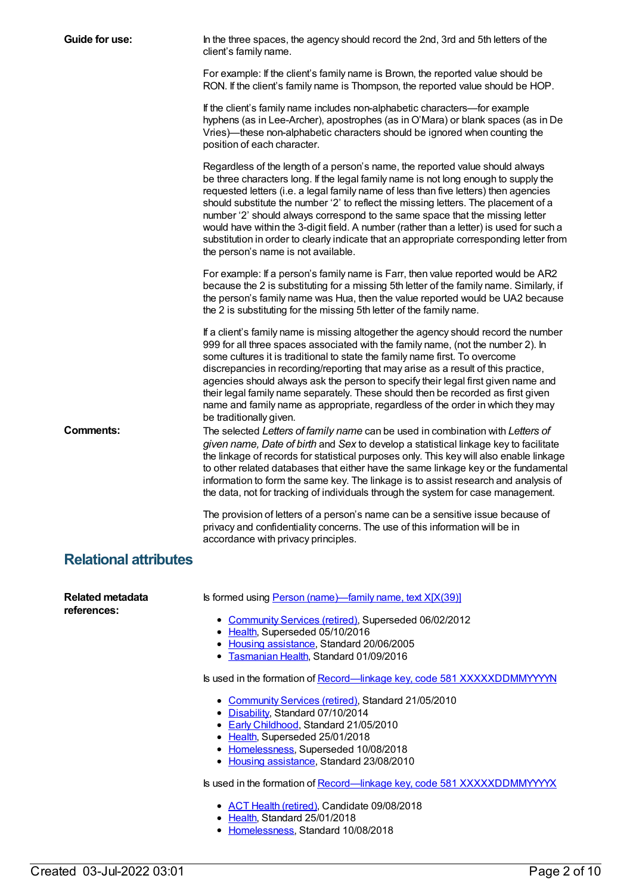**Guide for use:**

In the three spaces, the agency should record the 2nd, 3rd and 5th letters of the client's family name.

For example: If the client's family name is Brown, the reported value should be RON. If the client's family name is Thompson, the reported value should be HOP.

If the client's family name includes non-alphabetic characters—for example hyphens (as in Lee-Archer), apostrophes (as in O'Mara) or blank spaces (as in De Vries)—these non-alphabetic characters should be ignored when counting the position of each character.

Regardless of the length of a person's name, the reported value should always be three characters long. If the legal family name is not long enough to supply the requested letters (i.e. a legal family name of less than five letters) then agencies should substitute the number '2' to reflect the missing letters. The placement of a number '2' should always correspond to the same space that the missing letter would have within the 3-digit field. A number (rather than a letter) is used for such a substitution in order to clearly indicate that an appropriate corresponding letter from the person's name is not available.

For example: If a person's family name is Farr, then value reported would be AR2 because the 2 is substituting for a missing 5th letter of the family name. Similarly, if the person's family name was Hua, then the value reported would be UA2 because the 2 is substituting for the missing 5th letter of the family name.

If a client's family name is missing altogether the agency should record the number 999 for all three spaces associated with the family name, (not the number 2). In some cultures it is traditional to state the family name first. To overcome discrepancies in recording/reporting that may arise as a result of this practice, agencies should always ask the person to specify their legal first given name and their legal family name separately. These should then be recorded as first given name and family name as appropriate, regardless of the order in which they may be traditionally given.

**Comments:**

The selected *Letters of family name* can be used in combination with *Letters of given name, Date of birth* and *Sex* to develop a statistical linkage key to facilitate the linkage of records for statistical purposes only. This key will also enable linkage to other related databases that either have the same linkage key or the fundamental information to form the same key. The linkage is to assist research and analysis of the data, not for tracking of individuals through the system for case management.

The provision of letters of a person's name can be a sensitive issue because of privacy and confidentiality concerns. The use of this information will be in accordance with privacy principles.

## Relational attributes

**Related metadata references:**

Is formed using Person (name)—family name, text X[X(39)]

- Community Services (retired), Superseded 06/02/2012
- Health, Superseded 05/10/2016
- Housing assistance, Standard 20/06/2005
- Tasmanian Health, Standard 01/09/2016

Is used in the formation of Record—linkage key, code 581 XXXXXDDMMYYYYN

- Community Services (retired), Standard 21/05/2010
- Disability, Standard 07/10/2014
- Early Childhood, Standard 21/05/2010
- Health, Superseded 25/01/2018
- Homelessness, Superseded 10/08/2018
- Housing assistance, Standard 23/08/2010

Is used in the formation of Record—linkage key, code 581 XXXXXDDMMYYYYX

- ACT Health (retired), Candidate 09/08/2018
- Health, Standard 25/01/2018
- Homelessness, Standard 10/08/2018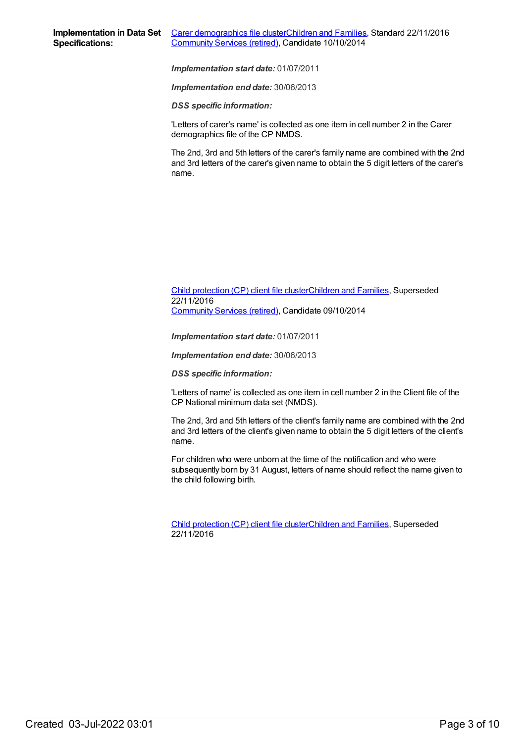**Implementation in Data Set Specifications:**

Carer demographics file clusterChildren and Families, Standard 22/11/2016
Community Services (retired), Candidate 10/10/2014

***Implementation start date:*** 01/07/2011

***Implementation end date:*** 30/06/2013

***DSS specific information:***

'Letters of carer's name' is collected as one item in cell number 2 in the Carer demographics file of the CP NMDS.

The 2nd, 3rd and 5th letters of the carer's family name are combined with the 2nd and 3rd letters of the carer's given name to obtain the 5 digit letters of the carer's name.

Child protection (CP) client file clusterChildren and Families, Superseded 22/11/2016
Community Services (retired), Candidate 09/10/2014

***Implementation start date:*** 01/07/2011

***Implementation end date:*** 30/06/2013

***DSS specific information:***

'Letters of name' is collected as one item in cell number 2 in the Client file of the CP National minimum data set (NMDS).

The 2nd, 3rd and 5th letters of the client's family name are combined with the 2nd and 3rd letters of the client's given name to obtain the 5 digit letters of the client's name.

For children who were unborn at the time of the notification and who were subsequently born by 31 August, letters of name should reflect the name given to the child following birth.

Child protection (CP) client file clusterChildren and Families, Superseded 22/11/2016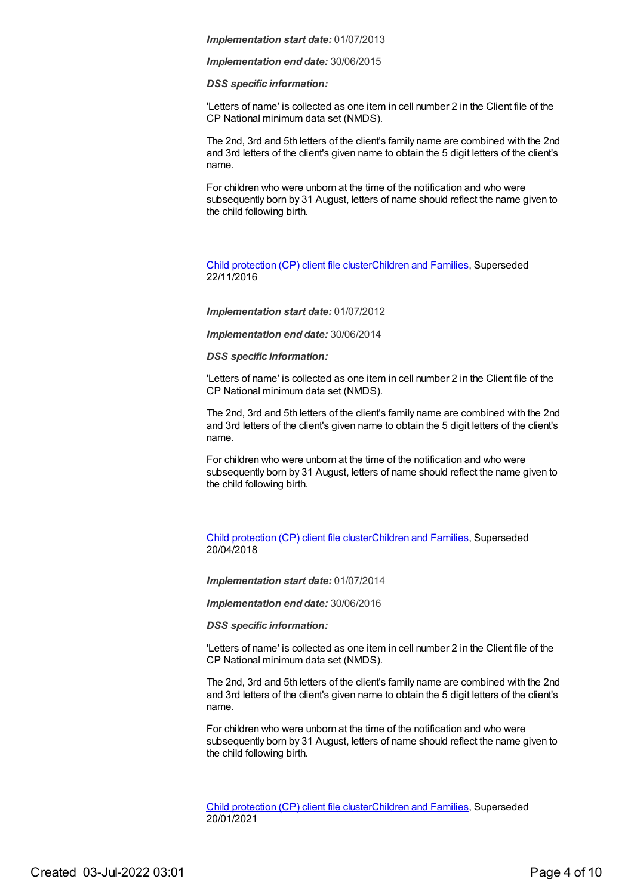***Implementation start date:*** 01/07/2013

***Implementation end date:*** 30/06/2015

***DSS specific information:***

'Letters of name' is collected as one item in cell number 2 in the Client file of the CP National minimum data set (NMDS).

The 2nd, 3rd and 5th letters of the client's family name are combined with the 2nd and 3rd letters of the client's given name to obtain the 5 digit letters of the client's name.

For children who were unborn at the time of the notification and who were subsequently born by 31 August, letters of name should reflect the name given to the child following birth.

[Child protection (CP) client file cluster](#)[Children and Families](#), Superseded 22/11/2016

***Implementation start date:*** 01/07/2012

***Implementation end date:*** 30/06/2014

***DSS specific information:***

'Letters of name' is collected as one item in cell number 2 in the Client file of the CP National minimum data set (NMDS).

The 2nd, 3rd and 5th letters of the client's family name are combined with the 2nd and 3rd letters of the client's given name to obtain the 5 digit letters of the client's name.

For children who were unborn at the time of the notification and who were subsequently born by 31 August, letters of name should reflect the name given to the child following birth.

[Child protection (CP) client file cluster](#)[Children and Families](#), Superseded 20/04/2018

***Implementation start date:*** 01/07/2014

***Implementation end date:*** 30/06/2016

***DSS specific information:***

'Letters of name' is collected as one item in cell number 2 in the Client file of the CP National minimum data set (NMDS).

The 2nd, 3rd and 5th letters of the client's family name are combined with the 2nd and 3rd letters of the client's given name to obtain the 5 digit letters of the client's name.

For children who were unborn at the time of the notification and who were subsequently born by 31 August, letters of name should reflect the name given to the child following birth.

[Child protection (CP) client file cluster](#)[Children and Families](#), Superseded 20/01/2021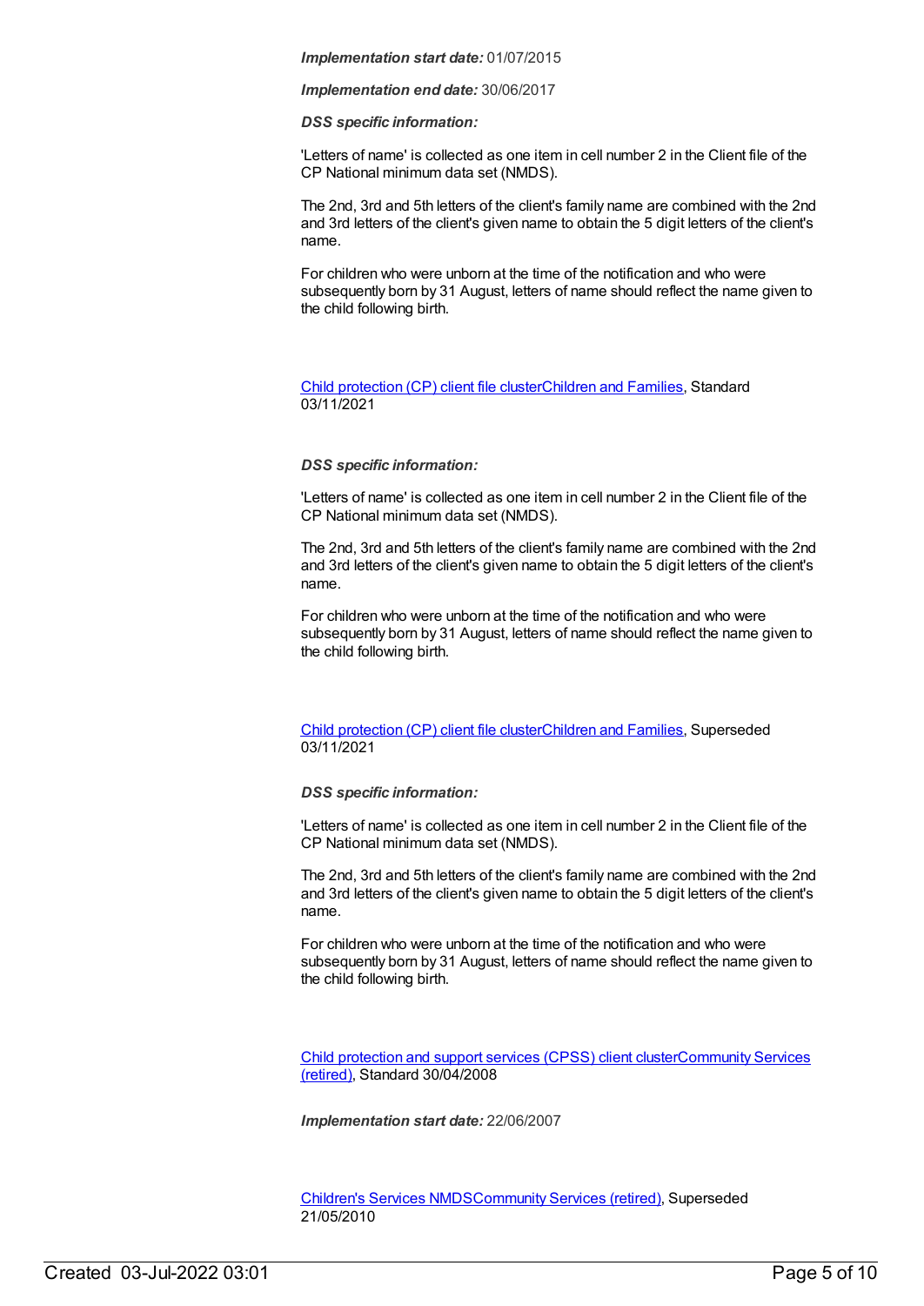***Implementation start date:*** 01/07/2015

***Implementation end date:*** 30/06/2017

***DSS specific information:***

'Letters of name' is collected as one item in cell number 2 in the Client file of the CP National minimum data set (NMDS).

The 2nd, 3rd and 5th letters of the client's family name are combined with the 2nd and 3rd letters of the client's given name to obtain the 5 digit letters of the client's name.

For children who were unborn at the time of the notification and who were subsequently born by 31 August, letters of name should reflect the name given to the child following birth.

Child protection (CP) client file clusterChildren and Families, Standard 03/11/2021

***DSS specific information:***

'Letters of name' is collected as one item in cell number 2 in the Client file of the CP National minimum data set (NMDS).

The 2nd, 3rd and 5th letters of the client's family name are combined with the 2nd and 3rd letters of the client's given name to obtain the 5 digit letters of the client's name.

For children who were unborn at the time of the notification and who were subsequently born by 31 August, letters of name should reflect the name given to the child following birth.

Child protection (CP) client file clusterChildren and Families, Superseded 03/11/2021

***DSS specific information:***

'Letters of name' is collected as one item in cell number 2 in the Client file of the CP National minimum data set (NMDS).

The 2nd, 3rd and 5th letters of the client's family name are combined with the 2nd and 3rd letters of the client's given name to obtain the 5 digit letters of the client's name.

For children who were unborn at the time of the notification and who were subsequently born by 31 August, letters of name should reflect the name given to the child following birth.

Child protection and support services (CPSS) client clusterCommunity Services (retired), Standard 30/04/2008

***Implementation start date:*** 22/06/2007

Children's Services NMDSCommunity Services (retired), Superseded 21/05/2010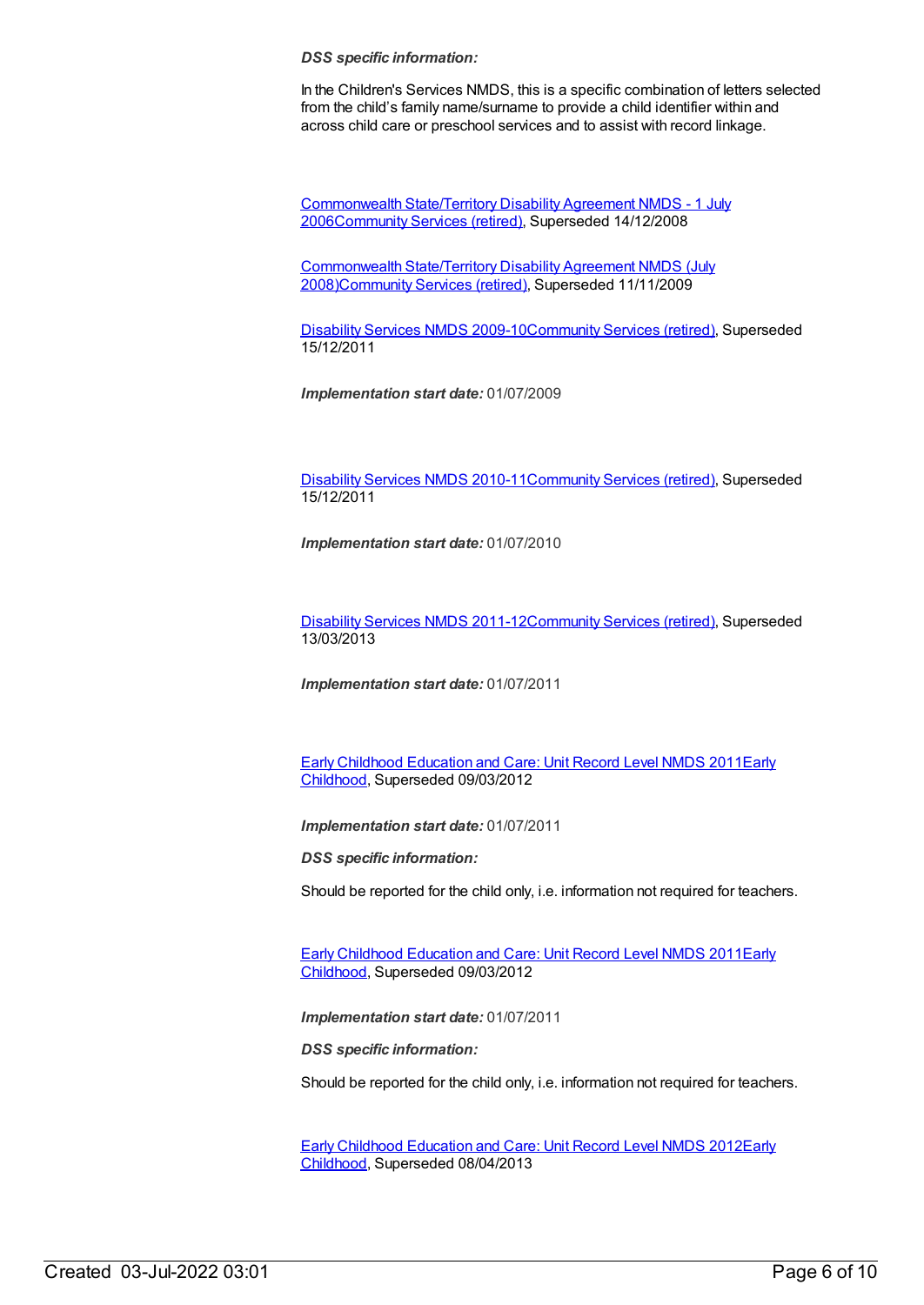***DSS specific information:***

In the Children's Services NMDS, this is a specific combination of letters selected from the child's family name/surname to provide a child identifier within and across child care or preschool services and to assist with record linkage.

Commonwealth State/Territory Disability Agreement NMDS - 1 July 2006Community Services (retired), Superseded 14/12/2008

Commonwealth State/Territory Disability Agreement NMDS (July 2008)Community Services (retired), Superseded 11/11/2009

Disability Services NMDS 2009-10Community Services (retired), Superseded 15/12/2011

***Implementation start date:*** 01/07/2009

Disability Services NMDS 2010-11Community Services (retired), Superseded 15/12/2011

***Implementation start date:*** 01/07/2010

Disability Services NMDS 2011-12Community Services (retired), Superseded 13/03/2013

***Implementation start date:*** 01/07/2011

Early Childhood Education and Care: Unit Record Level NMDS 2011Early Childhood, Superseded 09/03/2012

***Implementation start date:*** 01/07/2011

***DSS specific information:***

Should be reported for the child only, i.e. information not required for teachers.

Early Childhood Education and Care: Unit Record Level NMDS 2011Early Childhood, Superseded 09/03/2012

***Implementation start date:*** 01/07/2011

***DSS specific information:***

Should be reported for the child only, i.e. information not required for teachers.

Early Childhood Education and Care: Unit Record Level NMDS 2012Early Childhood, Superseded 08/04/2013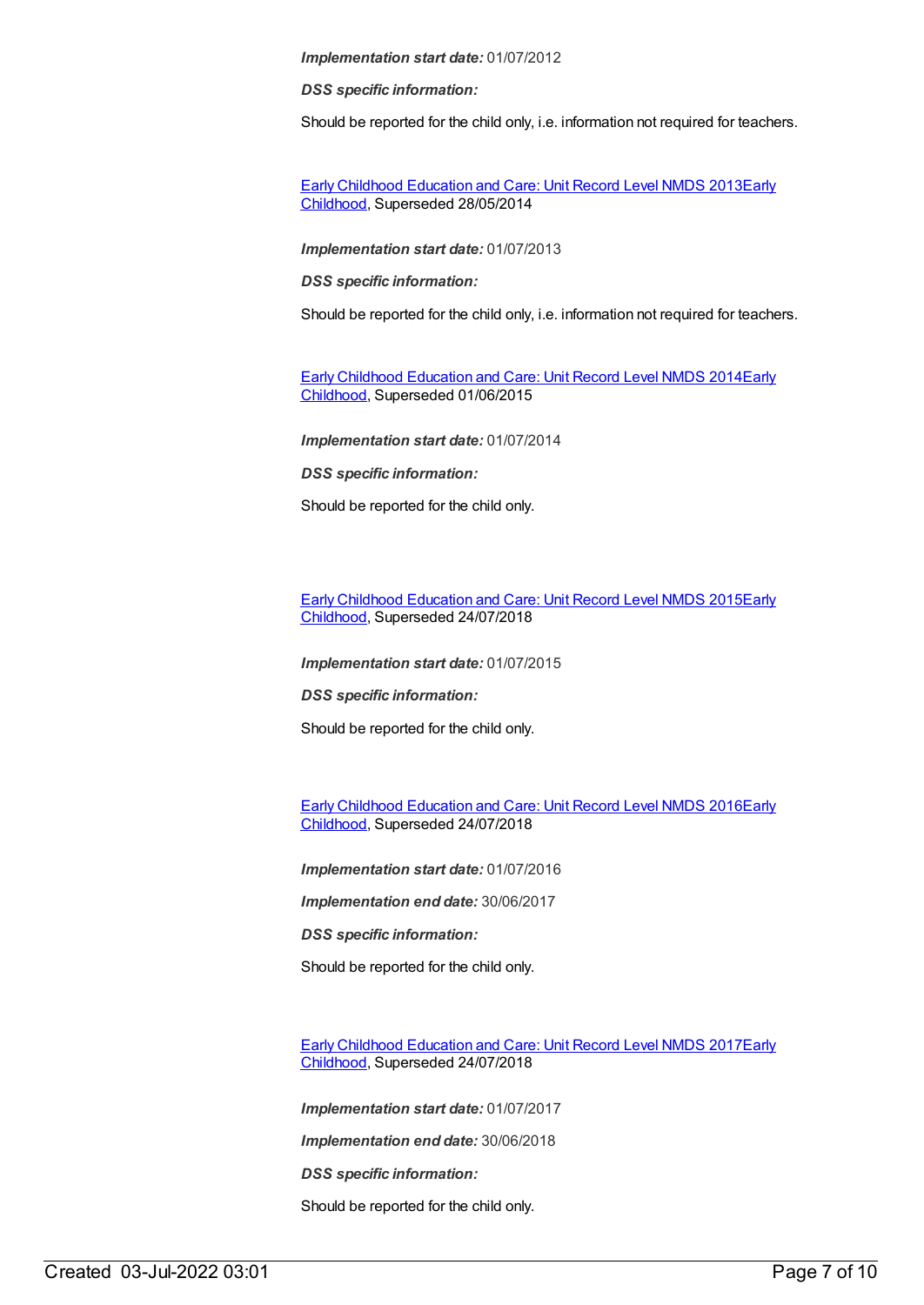*Implementation start date:* 01/07/2012

*DSS specific information:*

Should be reported for the child only, i.e. information not required for teachers.

[Early Childhood Education and Care: Unit Record Level NMDS 2013Early Childhood](), Superseded 28/05/2014

*Implementation start date:* 01/07/2013

*DSS specific information:*

Should be reported for the child only, i.e. information not required for teachers.

[Early Childhood Education and Care: Unit Record Level NMDS 2014Early Childhood](), Superseded 01/06/2015

*Implementation start date:* 01/07/2014

*DSS specific information:*

Should be reported for the child only.

[Early Childhood Education and Care: Unit Record Level NMDS 2015Early Childhood](), Superseded 24/07/2018

*Implementation start date:* 01/07/2015

*DSS specific information:*

Should be reported for the child only.

[Early Childhood Education and Care: Unit Record Level NMDS 2016Early Childhood](), Superseded 24/07/2018

*Implementation start date:* 01/07/2016

*Implementation end date:* 30/06/2017

*DSS specific information:*

Should be reported for the child only.

[Early Childhood Education and Care: Unit Record Level NMDS 2017Early Childhood](), Superseded 24/07/2018

*Implementation start date:* 01/07/2017

*Implementation end date:* 30/06/2018

*DSS specific information:*

Should be reported for the child only.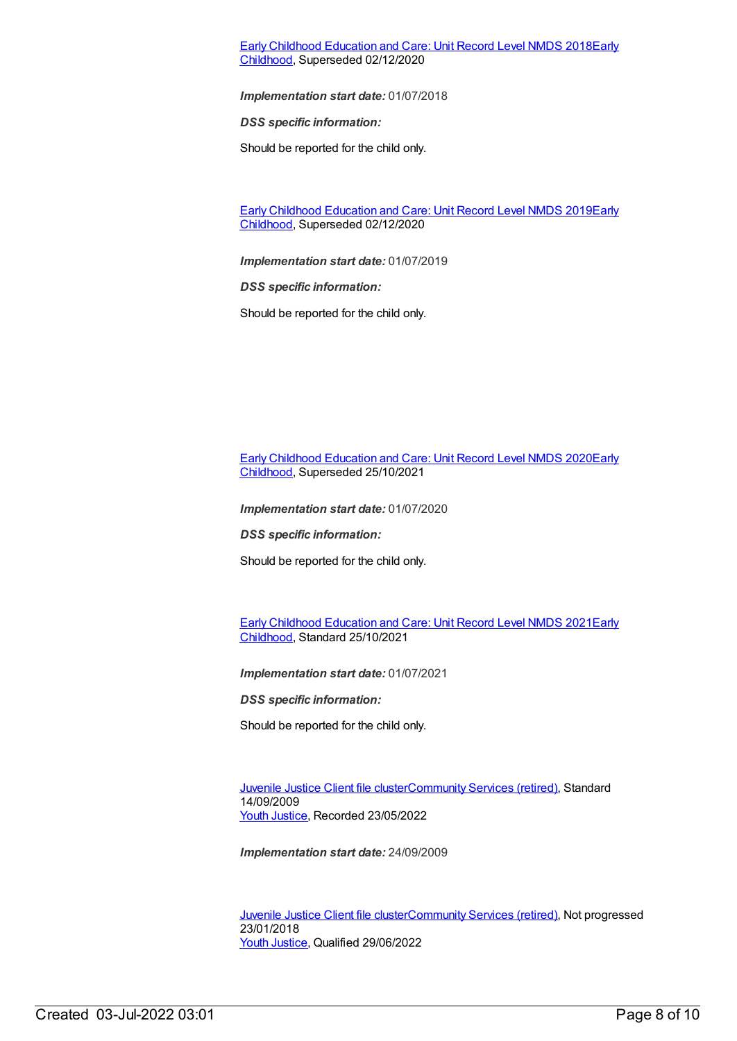Early Childhood Education and Care: Unit Record Level NMDS 2018Early Childhood, Superseded 02/12/2020

***Implementation start date:*** 01/07/2018

***DSS specific information:***

Should be reported for the child only.

Early Childhood Education and Care: Unit Record Level NMDS 2019Early Childhood, Superseded 02/12/2020

***Implementation start date:*** 01/07/2019

***DSS specific information:***

Should be reported for the child only.

Early Childhood Education and Care: Unit Record Level NMDS 2020Early Childhood, Superseded 25/10/2021

***Implementation start date:*** 01/07/2020

***DSS specific information:***

Should be reported for the child only.

Early Childhood Education and Care: Unit Record Level NMDS 2021Early Childhood, Standard 25/10/2021

***Implementation start date:*** 01/07/2021

***DSS specific information:***

Should be reported for the child only.

Juvenile Justice Client file clusterCommunity Services (retired), Standard 14/09/2009
Youth Justice, Recorded 23/05/2022

***Implementation start date:*** 24/09/2009

Juvenile Justice Client file clusterCommunity Services (retired), Not progressed 23/01/2018
Youth Justice, Qualified 29/06/2022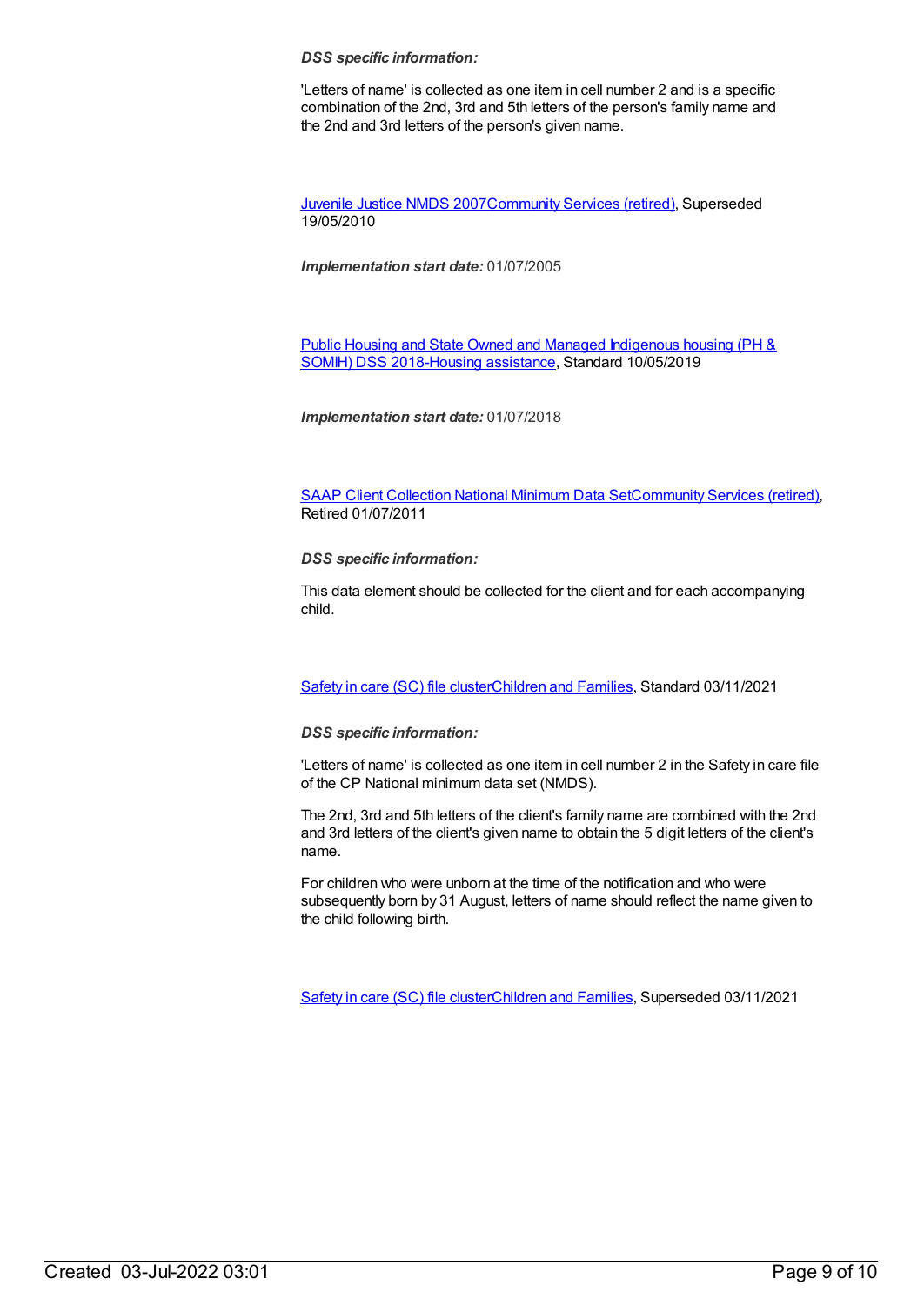***DSS specific information:***

'Letters of name' is collected as one item in cell number 2 and is a specific combination of the 2nd, 3rd and 5th letters of the person's family name and the 2nd and 3rd letters of the person's given name.

Juvenile Justice NMDS 2007Community Services (retired), Superseded 19/05/2010

***Implementation start date:*** 01/07/2005

Public Housing and State Owned and Managed Indigenous housing (PH & SOMIH) DSS 2018-Housing assistance, Standard 10/05/2019

***Implementation start date:*** 01/07/2018

SAAP Client Collection National Minimum Data SetCommunity Services (retired), Retired 01/07/2011

***DSS specific information:***

This data element should be collected for the client and for each accompanying child.

Safety in care (SC) file clusterChildren and Families, Standard 03/11/2021

***DSS specific information:***

'Letters of name' is collected as one item in cell number 2 in the Safety in care file of the CP National minimum data set (NMDS).

The 2nd, 3rd and 5th letters of the client's family name are combined with the 2nd and 3rd letters of the client's given name to obtain the 5 digit letters of the client's name.

For children who were unborn at the time of the notification and who were subsequently born by 31 August, letters of name should reflect the name given to the child following birth.

Safety in care (SC) file clusterChildren and Families, Superseded 03/11/2021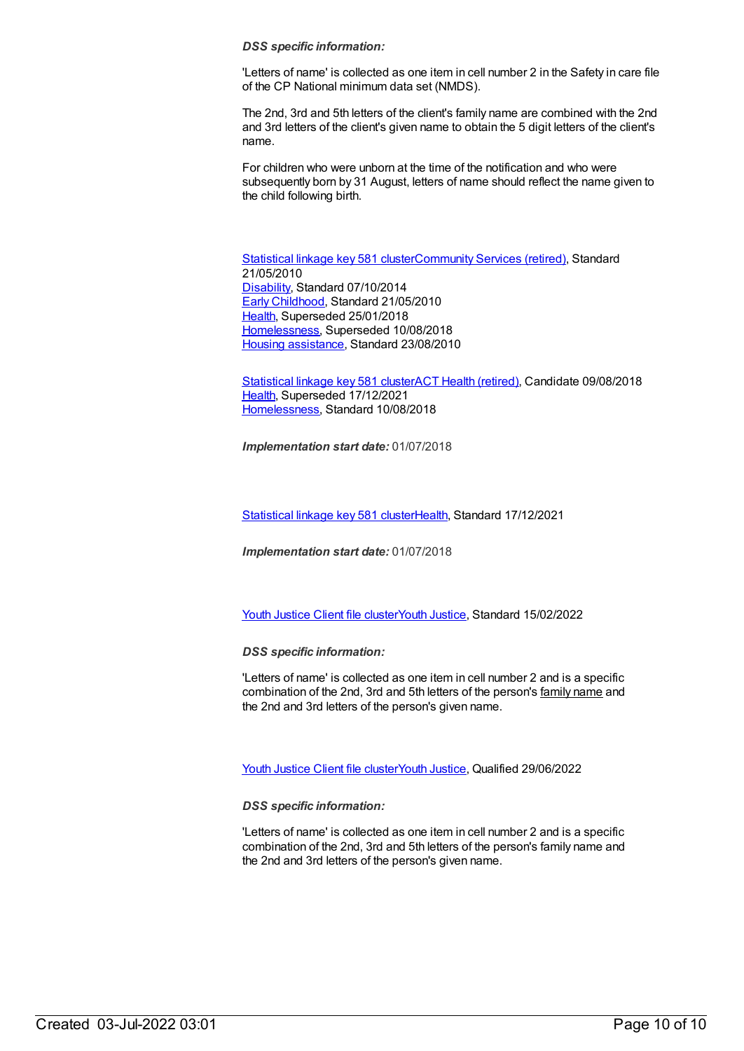***DSS specific information:***

'Letters of name' is collected as one item in cell number 2 in the Safety in care file of the CP National minimum data set (NMDS).

The 2nd, 3rd and 5th letters of the client's family name are combined with the 2nd and 3rd letters of the client's given name to obtain the 5 digit letters of the client's name.

For children who were unborn at the time of the notification and who were subsequently born by 31 August, letters of name should reflect the name given to the child following birth.

Statistical linkage key 581 clusterCommunity Services (retired), Standard 21/05/2010
Disability, Standard 07/10/2014
Early Childhood, Standard 21/05/2010
Health, Superseded 25/01/2018
Homelessness, Superseded 10/08/2018
Housing assistance, Standard 23/08/2010

Statistical linkage key 581 clusterACT Health (retired), Candidate 09/08/2018
Health, Superseded 17/12/2021
Homelessness, Standard 10/08/2018

***Implementation start date:*** 01/07/2018

Statistical linkage key 581 clusterHealth, Standard 17/12/2021

***Implementation start date:*** 01/07/2018

Youth Justice Client file clusterYouth Justice, Standard 15/02/2022

***DSS specific information:***

'Letters of name' is collected as one item in cell number 2 and is a specific combination of the 2nd, 3rd and 5th letters of the person's family name and the 2nd and 3rd letters of the person's given name.

Youth Justice Client file clusterYouth Justice, Qualified 29/06/2022

***DSS specific information:***

'Letters of name' is collected as one item in cell number 2 and is a specific combination of the 2nd, 3rd and 5th letters of the person's family name and the 2nd and 3rd letters of the person's given name.